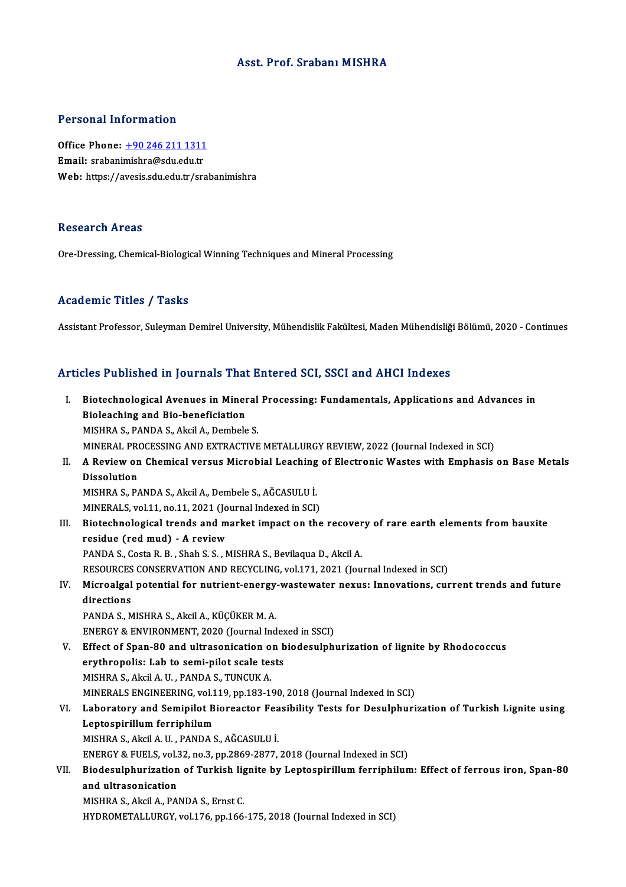# Asst. Prof. Srabanı MISHRA

## Personal Information

**Office Phone:** +90 246 211 1311
**Email:** srabanimishra@sdu.edu.tr
**Web:** https://avesis.sdu.edu.tr/srabanimishra

## Research Areas

Ore-Dressing, Chemical-Biological Winning Techniques and Mineral Processing

## Academic Titles / Tasks

Assistant Professor, Suleyman Demirel University, Mühendislik Fakültesi, Maden Mühendisliği Bölümü, 2020 - Continues

## Articles Published in Journals That Entered SCI, SSCI and AHCI Indexes

I. **Biotechnological Avenues in Mineral Processing: Fundamentals, Applications and Advances in Bioleaching and Bio-beneficiation**
MISHRA S., PANDA S., Akcil A., Dembele S.
MINERAL PROCESSING AND EXTRACTIVE METALLURGY REVIEW, 2022 (Journal Indexed in SCI)

II. **A Review on Chemical versus Microbial Leaching of Electronic Wastes with Emphasis on Base Metals Dissolution**
MISHRA S., PANDA S., Akcil A., Dembele S., AĞCASULU İ.
MINERALS, vol.11, no.11, 2021 (Journal Indexed in SCI)

III. **Biotechnological trends and market impact on the recovery of rare earth elements from bauxite residue (red mud) - A review**
PANDA S., Costa R. B. , Shah S. S. , MISHRA S., Bevilaqua D., Akcil A.
RESOURCES CONSERVATION AND RECYCLING, vol.171, 2021 (Journal Indexed in SCI)

IV. **Microalgal potential for nutrient-energy-wastewater nexus: Innovations, current trends and future directions**
PANDA S., MISHRA S., Akcil A., KÜÇÜKER M. A.
ENERGY & ENVIRONMENT, 2020 (Journal Indexed in SSCI)

V. **Effect of Span-80 and ultrasonication on biodesulphurization of lignite by Rhodococcus erythropolis: Lab to semi-pilot scale tests**
MISHRA S., Akcil A. U. , PANDA S., TUNCUK A.
MINERALS ENGINEERING, vol.119, pp.183-190, 2018 (Journal Indexed in SCI)

VI. **Laboratory and Semipilot Bioreactor Feasibility Tests for Desulphurization of Turkish Lignite using Leptospirillum ferriphilum**
MISHRA S., Akcil A. U. , PANDA S., AĞCASULU İ.
ENERGY & FUELS, vol.32, no.3, pp.2869-2877, 2018 (Journal Indexed in SCI)

VII. **Biodesulphurization of Turkish lignite by Leptospirillum ferriphilum: Effect of ferrous iron, Span-80 and ultrasonication**
MISHRA S., Akcil A., PANDA S., Ernst C.
HYDROMETALLURGY, vol.176, pp.166-175, 2018 (Journal Indexed in SCI)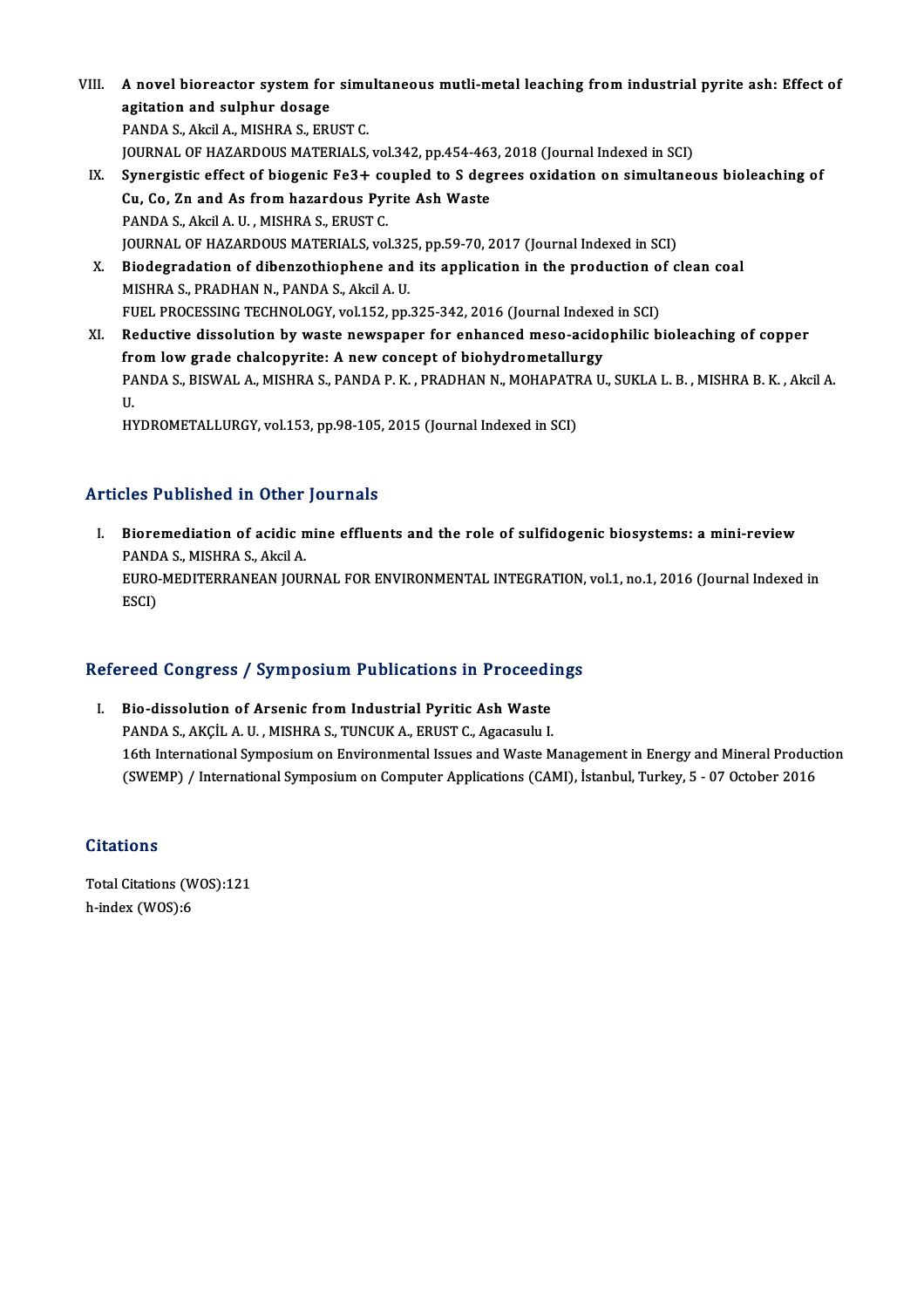VIII. **A novel bioreactor system for simultaneous mutli-metal leaching from industrial pyrite ash: Effect of agitation and sulphur dosage**
PANDA S., Akcil A., MISHRA S., ERUST C.
JOURNAL OF HAZARDOUS MATERIALS, vol.342, pp.454-463, 2018 (Journal Indexed in SCI)

IX. **Synergistic effect of biogenic $Fe^{3+}$ coupled to S degrees oxidation on simultaneous bioleaching of Cu, Co, Zn and As from hazardous Pyrite Ash Waste**
PANDA S., Akcil A. U. , MISHRA S., ERUST C.
JOURNAL OF HAZARDOUS MATERIALS, vol.325, pp.59-70, 2017 (Journal Indexed in SCI)

X. **Biodegradation of dibenzothiophene and its application in the production of clean coal**
MISHRA S., PRADHAN N., PANDA S., Akcil A. U.
FUEL PROCESSING TECHNOLOGY, vol.152, pp.325-342, 2016 (Journal Indexed in SCI)

XI. **Reductive dissolution by waste newspaper for enhanced meso-acidophilic bioleaching of copper from low grade chalcopyrite: A new concept of biohydrometallurgy**
PANDA S., BISWAL A., MISHRA S., PANDA P. K. , PRADHAN N., MOHAPATRA U., SUKLA L. B. , MISHRA B. K. , Akcil A. U.
HYDROMETALLURGY, vol.153, pp.98-105, 2015 (Journal Indexed in SCI)

## Articles Published in Other Journals

I. **Bioremediation of acidic mine effluents and the role of sulfidogenic biosystems: a mini-review**
PANDA S., MISHRA S., Akcil A.
EURO-MEDITERRANEAN JOURNAL FOR ENVIRONMENTAL INTEGRATION, vol.1, no.1, 2016 (Journal Indexed in ESCI)

## Refereed Congress / Symposium Publications in Proceedings

I. **Bio-dissolution of Arsenic from Industrial Pyritic Ash Waste**
PANDA S., AKÇİL A. U. , MISHRA S., TUNCUK A., ERUST C., Agacasulu I.
16th International Symposium on Environmental Issues and Waste Management in Energy and Mineral Production (SWEMP) / International Symposium on Computer Applications (CAMI), İstanbul, Turkey, 5 - 07 October 2016

## Citations

Total Citations (WOS):121
h-index (WOS):6